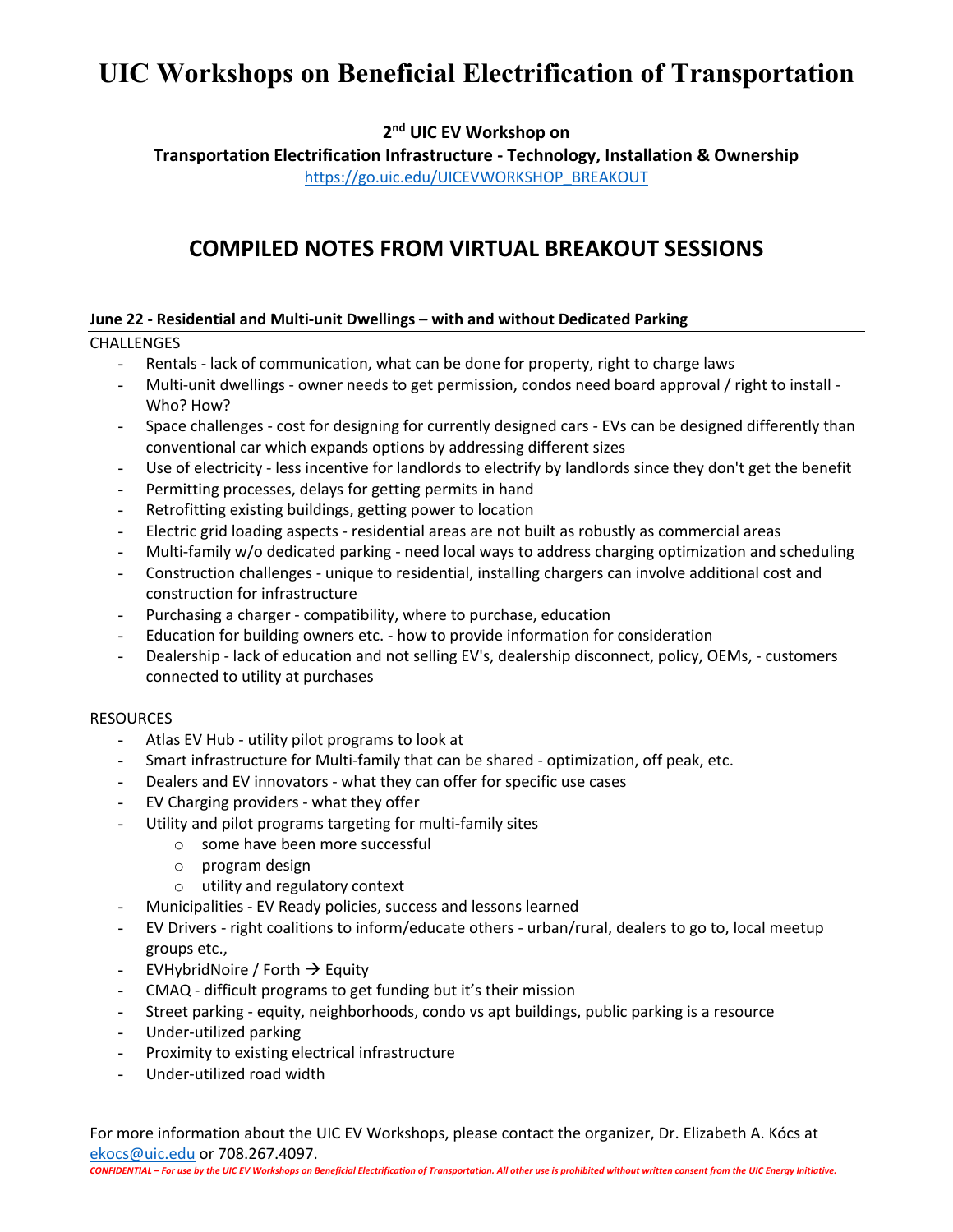# UIC Workshops on Beneficial Electrification of Transportation

**2nd UIC EV Workshop on**

**Transportation Electrification Infrastructure - Technology, Installation & Ownership**

https://go.uic.edu/UICEVWORKSHOP_BREAKOUT

## COMPILED NOTES FROM VIRTUAL BREAKOUT SESSIONS

### June 22 - Residential and Multi-unit Dwellings – with and without Dedicated Parking

CHALLENGES

- Rentals - lack of communication, what can be done for property, right to charge laws
- Multi-unit dwellings - owner needs to get permission, condos need board approval / right to install - Who? How?
- Space challenges - cost for designing for currently designed cars - EVs can be designed differently than conventional car which expands options by addressing different sizes
- Use of electricity - less incentive for landlords to electrify by landlords since they don't get the benefit
- Permitting processes, delays for getting permits in hand
- Retrofitting existing buildings, getting power to location
- Electric grid loading aspects - residential areas are not built as robustly as commercial areas
- Multi-family w/o dedicated parking - need local ways to address charging optimization and scheduling
- Construction challenges - unique to residential, installing chargers can involve additional cost and construction for infrastructure
- Purchasing a charger - compatibility, where to purchase, education
- Education for building owners etc. - how to provide information for consideration
- Dealership - lack of education and not selling EV's, dealership disconnect, policy, OEMs, - customers connected to utility at purchases

RESOURCES

- Atlas EV Hub - utility pilot programs to look at
- Smart infrastructure for Multi-family that can be shared - optimization, off peak, etc.
- Dealers and EV innovators - what they can offer for specific use cases
- EV Charging providers - what they offer
- Utility and pilot programs targeting for multi-family sites
  - some have been more successful
  - program design
  - utility and regulatory context
- Municipalities - EV Ready policies, success and lessons learned
- EV Drivers - right coalitions to inform/educate others - urban/rural, dealers to go to, local meetup groups etc.,
- EVHybridNoire / Forth → Equity
- CMAQ - difficult programs to get funding but it's their mission
- Street parking - equity, neighborhoods, condo vs apt buildings, public parking is a resource
- Under-utilized parking
- Proximity to existing electrical infrastructure
- Under-utilized road width

For more information about the UIC EV Workshops, please contact the organizer, Dr. Elizabeth A. Kócs at ekocs@uic.edu or 708.267.4097.

*CONFIDENTIAL – For use by the UIC EV Workshops on Beneficial Electrification of Transportation. All other use is prohibited without written consent from the UIC Energy Initiative.*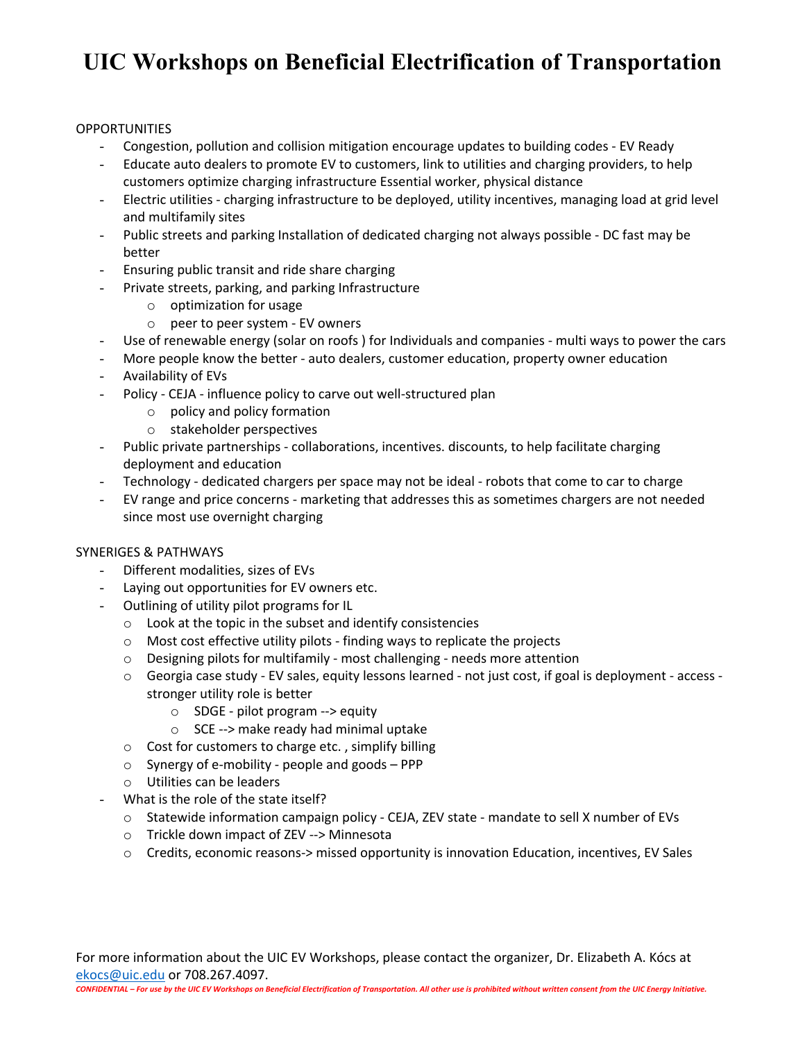# UIC Workshops on Beneficial Electrification of Transportation

OPPORTUNITIES

- Congestion, pollution and collision mitigation encourage updates to building codes - EV Ready
- Educate auto dealers to promote EV to customers, link to utilities and charging providers, to help customers optimize charging infrastructure Essential worker, physical distance
- Electric utilities - charging infrastructure to be deployed, utility incentives, managing load at grid level and multifamily sites
- Public streets and parking Installation of dedicated charging not always possible - DC fast may be better
- Ensuring public transit and ride share charging
- Private streets, parking, and parking Infrastructure
    - optimization for usage
    - peer to peer system - EV owners
- Use of renewable energy (solar on roofs ) for Individuals and companies - multi ways to power the cars
- More people know the better - auto dealers, customer education, property owner education
- Availability of EVs
- Policy - CEJA - influence policy to carve out well-structured plan
    - policy and policy formation
    - stakeholder perspectives
- Public private partnerships - collaborations, incentives. discounts, to help facilitate charging deployment and education
- Technology - dedicated chargers per space may not be ideal - robots that come to car to charge
- EV range and price concerns - marketing that addresses this as sometimes chargers are not needed since most use overnight charging

SYNERIGES & PATHWAYS

- Different modalities, sizes of EVs
- Laying out opportunities for EV owners etc.
- Outlining of utility pilot programs for IL
    - Look at the topic in the subset and identify consistencies
    - Most cost effective utility pilots - finding ways to replicate the projects
    - Designing pilots for multifamily - most challenging - needs more attention
    - Georgia case study - EV sales, equity lessons learned - not just cost, if goal is deployment - access - stronger utility role is better
        - SDGE - pilot program --> equity
        - SCE --> make ready had minimal uptake
    - Cost for customers to charge etc. , simplify billing
    - Synergy of e-mobility - people and goods – PPP
    - Utilities can be leaders
- What is the role of the state itself?
    - Statewide information campaign policy - CEJA, ZEV state - mandate to sell X number of EVs
    - Trickle down impact of ZEV --> Minnesota
    - Credits, economic reasons-> missed opportunity is innovation Education, incentives, EV Sales

For more information about the UIC EV Workshops, please contact the organizer, Dr. Elizabeth A. Kócs at ekocs@uic.edu or 708.267.4097.

*CONFIDENTIAL – For use by the UIC EV Workshops on Beneficial Electrification of Transportation. All other use is prohibited without written consent from the UIC Energy Initiative.*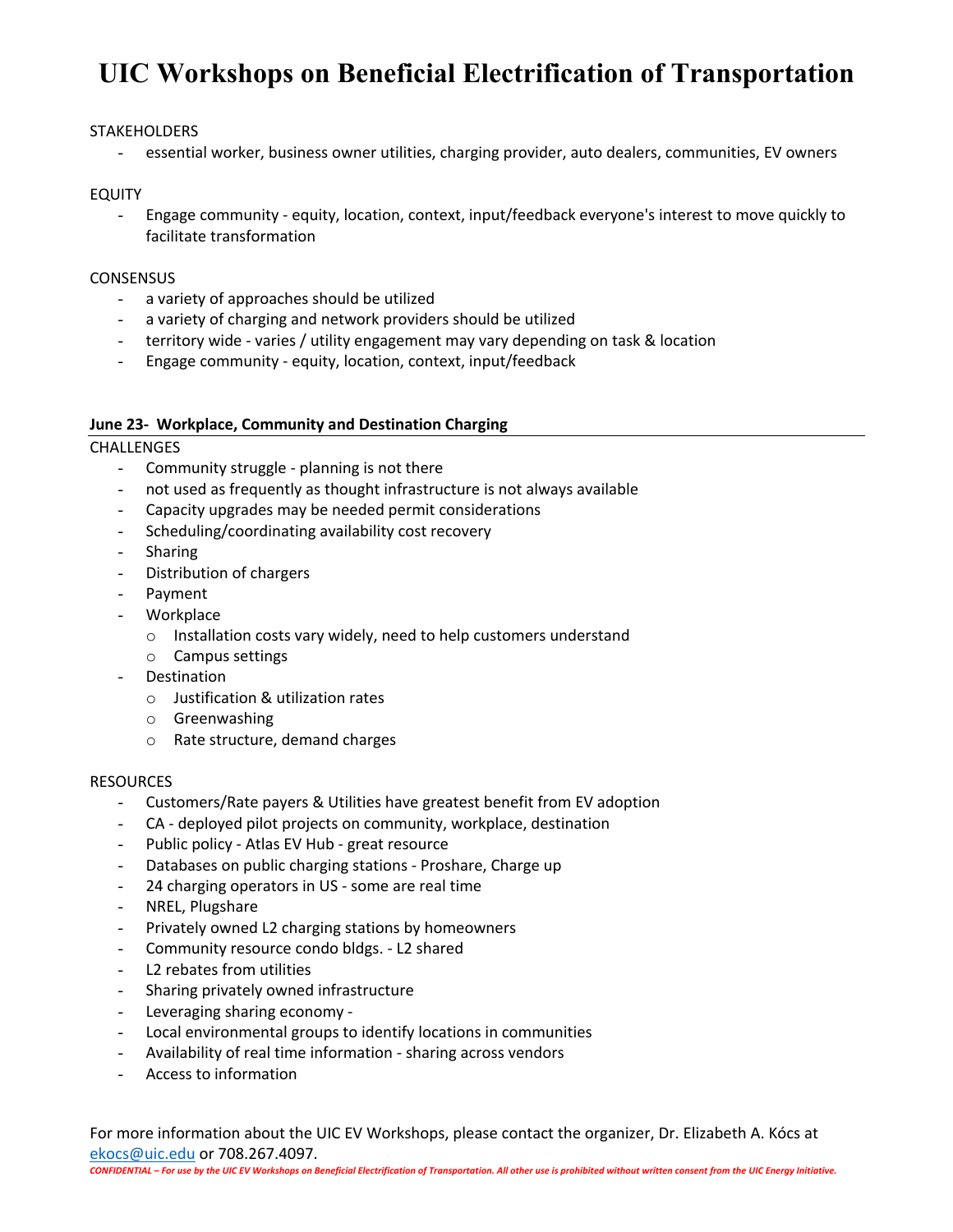# UIC Workshops on Beneficial Electrification of Transportation

STAKEHOLDERS

- essential worker, business owner utilities, charging provider, auto dealers, communities, EV owners

EQUITY

- Engage community - equity, location, context, input/feedback everyone's interest to move quickly to facilitate transformation

CONSENSUS

- a variety of approaches should be utilized
- a variety of charging and network providers should be utilized
- territory wide - varies / utility engagement may vary depending on task & location
- Engage community - equity, location, context, input/feedback

**June 23- Workplace, Community and Destination Charging**

CHALLENGES

- Community struggle - planning is not there
- not used as frequently as thought infrastructure is not always available
- Capacity upgrades may be needed permit considerations
- Scheduling/coordinating availability cost recovery
- Sharing
- Distribution of chargers
- Payment
- Workplace
  - Installation costs vary widely, need to help customers understand
  - Campus settings
- Destination
  - Justification & utilization rates
  - Greenwashing
  - Rate structure, demand charges

RESOURCES

- Customers/Rate payers & Utilities have greatest benefit from EV adoption
- CA - deployed pilot projects on community, workplace, destination
- Public policy - Atlas EV Hub - great resource
- Databases on public charging stations - Proshare, Charge up
- 24 charging operators in US - some are real time
- NREL, Plugshare
- Privately owned L2 charging stations by homeowners
- Community resource condo bldgs. - L2 shared
- L2 rebates from utilities
- Sharing privately owned infrastructure
- Leveraging sharing economy -
- Local environmental groups to identify locations in communities
- Availability of real time information - sharing across vendors
- Access to information

For more information about the UIC EV Workshops, please contact the organizer, Dr. Elizabeth A. Kócs at ekocs@uic.edu or 708.267.4097.

*CONFIDENTIAL – For use by the UIC EV Workshops on Beneficial Electrification of Transportation. All other use is prohibited without written consent from the UIC Energy Initiative.*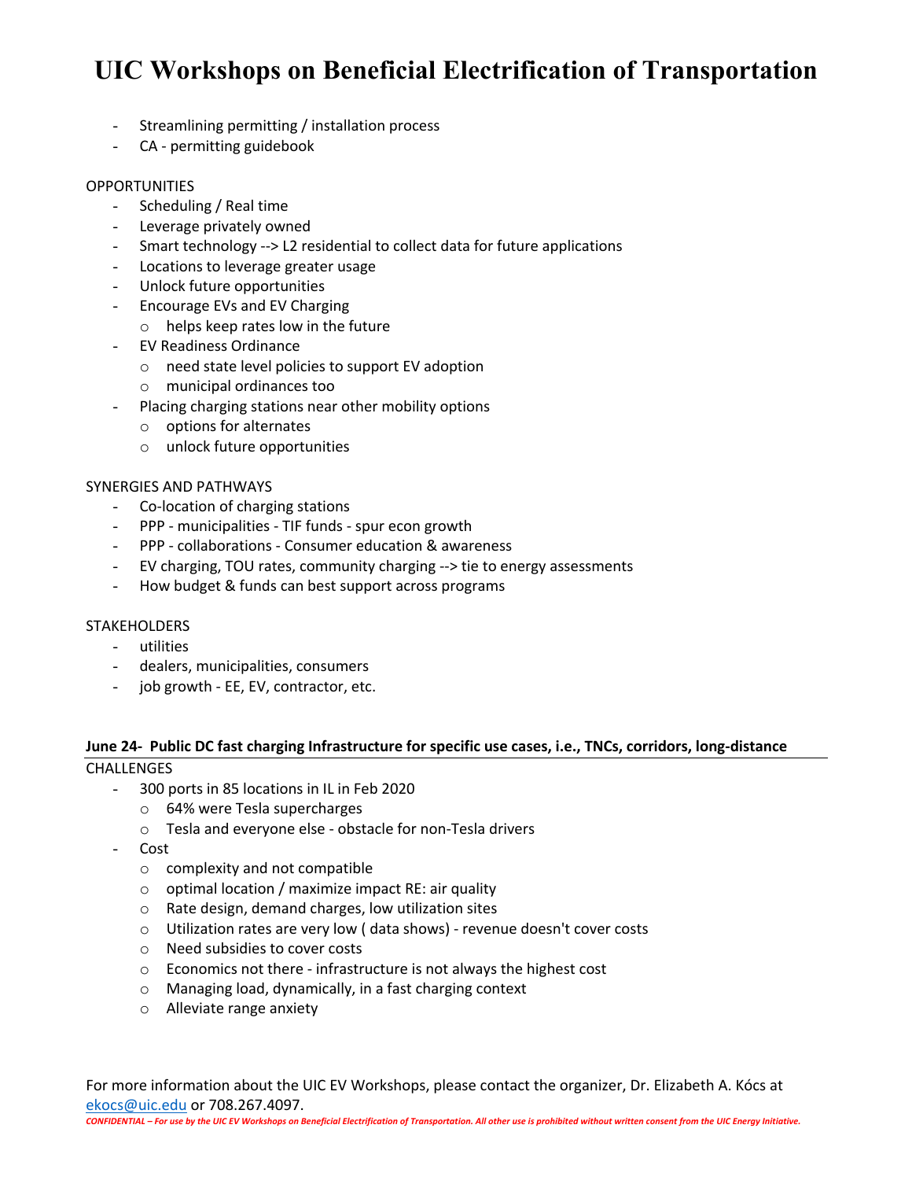- Streamlining permitting / installation process
- CA - permitting guidebook

OPPORTUNITIES

- Scheduling / Real time
- Leverage privately owned
- Smart technology --> L2 residential to collect data for future applications
- Locations to leverage greater usage
- Unlock future opportunities
- Encourage EVs and EV Charging
  - helps keep rates low in the future
- EV Readiness Ordinance
  - need state level policies to support EV adoption
  - municipal ordinances too
- Placing charging stations near other mobility options
  - options for alternates
  - unlock future opportunities

SYNERGIES AND PATHWAYS

- Co-location of charging stations
- PPP - municipalities - TIF funds - spur econ growth
- PPP - collaborations - Consumer education & awareness
- EV charging, TOU rates, community charging --> tie to energy assessments
- How budget & funds can best support across programs

STAKEHOLDERS

- utilities
- dealers, municipalities, consumers
- job growth - EE, EV, contractor, etc.

## June 24- Public DC fast charging Infrastructure for specific use cases, i.e., TNCs, corridors, long-distance

CHALLENGES

- 300 ports in 85 locations in IL in Feb 2020
  - 64% were Tesla supercharges
  - Tesla and everyone else - obstacle for non-Tesla drivers
- Cost
  - complexity and not compatible
  - optimal location / maximize impact RE: air quality
  - Rate design, demand charges, low utilization sites
  - Utilization rates are very low ( data shows) - revenue doesn't cover costs
  - Need subsidies to cover costs
  - Economics not there - infrastructure is not always the highest cost
  - Managing load, dynamically, in a fast charging context
  - Alleviate range anxiety

For more information about the UIC EV Workshops, please contact the organizer, Dr. Elizabeth A. Kócs at ekocs@uic.edu or 708.267.4097.

*CONFIDENTIAL – For use by the UIC EV Workshops on Beneficial Electrification of Transportation. All other use is prohibited without written consent from the UIC Energy Initiative.*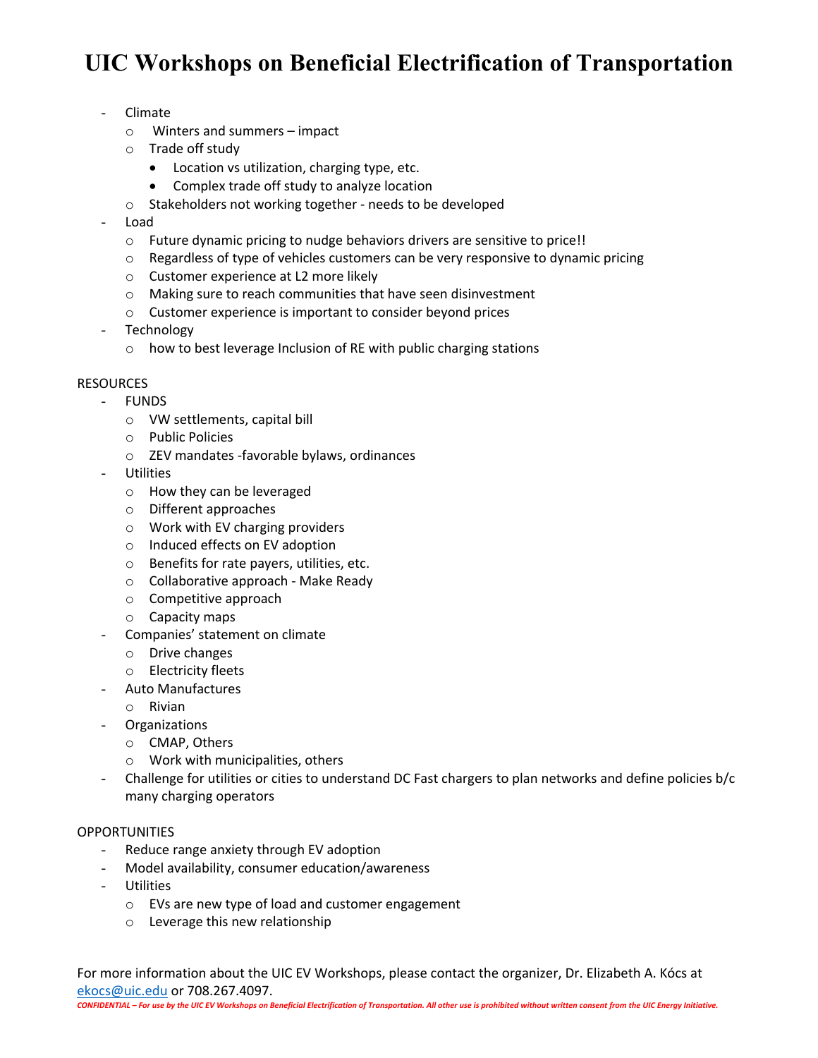# UIC Workshops on Beneficial Electrification of Transportation

- Climate
  - Winters and summers – impact
  - Trade off study
    - Location vs utilization, charging type, etc.
    - Complex trade off study to analyze location
  - Stakeholders not working together - needs to be developed
- Load
  - Future dynamic pricing to nudge behaviors drivers are sensitive to price!!
  - Regardless of type of vehicles customers can be very responsive to dynamic pricing
  - Customer experience at L2 more likely
  - Making sure to reach communities that have seen disinvestment
  - Customer experience is important to consider beyond prices
- Technology
  - how to best leverage Inclusion of RE with public charging stations

RESOURCES

- FUNDS
  - VW settlements, capital bill
  - Public Policies
  - ZEV mandates -favorable bylaws, ordinances
- Utilities
  - How they can be leveraged
  - Different approaches
  - Work with EV charging providers
  - Induced effects on EV adoption
  - Benefits for rate payers, utilities, etc.
  - Collaborative approach - Make Ready
  - Competitive approach
  - Capacity maps
- Companies' statement on climate
  - Drive changes
  - Electricity fleets
- Auto Manufactures
  - Rivian
- Organizations
  - CMAP, Others
  - Work with municipalities, others
- Challenge for utilities or cities to understand DC Fast chargers to plan networks and define policies b/c many charging operators

OPPORTUNITIES

- Reduce range anxiety through EV adoption
- Model availability, consumer education/awareness
- Utilities
  - EVs are new type of load and customer engagement
  - Leverage this new relationship

For more information about the UIC EV Workshops, please contact the organizer, Dr. Elizabeth A. Kócs at ekocs@uic.edu or 708.267.4097.

*CONFIDENTIAL – For use by the UIC EV Workshops on Beneficial Electrification of Transportation. All other use is prohibited without written consent from the UIC Energy Initiative.*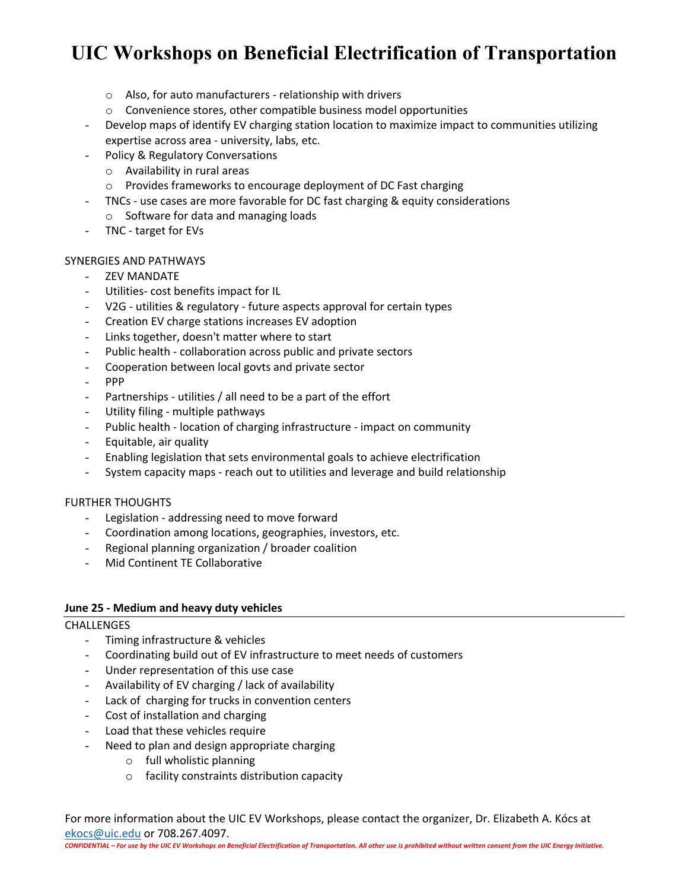- Also, for auto manufacturers - relationship with drivers
    - Convenience stores, other compatible business model opportunities
- Develop maps of identify EV charging station location to maximize impact to communities utilizing expertise across area - university, labs, etc.
- Policy & Regulatory Conversations
    - Availability in rural areas
    - Provides frameworks to encourage deployment of DC Fast charging
- TNCs - use cases are more favorable for DC fast charging & equity considerations
    - Software for data and managing loads
- TNC - target for EVs

SYNERGIES AND PATHWAYS

- ZEV MANDATE
- Utilities- cost benefits impact for IL
- V2G - utilities & regulatory - future aspects approval for certain types
- Creation EV charge stations increases EV adoption
- Links together, doesn't matter where to start
- Public health - collaboration across public and private sectors
- Cooperation between local govts and private sector
- PPP
- Partnerships - utilities / all need to be a part of the effort
- Utility filing - multiple pathways
- Public health - location of charging infrastructure - impact on community
- Equitable, air quality
- Enabling legislation that sets environmental goals to achieve electrification
- System capacity maps - reach out to utilities and leverage and build relationship

FURTHER THOUGHTS

- Legislation - addressing need to move forward
- Coordination among locations, geographies, investors, etc.
- Regional planning organization / broader coalition
- Mid Continent TE Collaborative

**June 25 - Medium and heavy duty vehicles**

CHALLENGES

- Timing infrastructure & vehicles
- Coordinating build out of EV infrastructure to meet needs of customers
- Under representation of this use case
- Availability of EV charging / lack of availability
- Lack of charging for trucks in convention centers
- Cost of installation and charging
- Load that these vehicles require
- Need to plan and design appropriate charging
    - full wholistic planning
    - facility constraints distribution capacity

For more information about the UIC EV Workshops, please contact the organizer, Dr. Elizabeth A. Kócs at ekocs@uic.edu or 708.267.4097.

*CONFIDENTIAL – For use by the UIC EV Workshops on Beneficial Electrification of Transportation. All other use is prohibited without written consent from the UIC Energy Initiative.*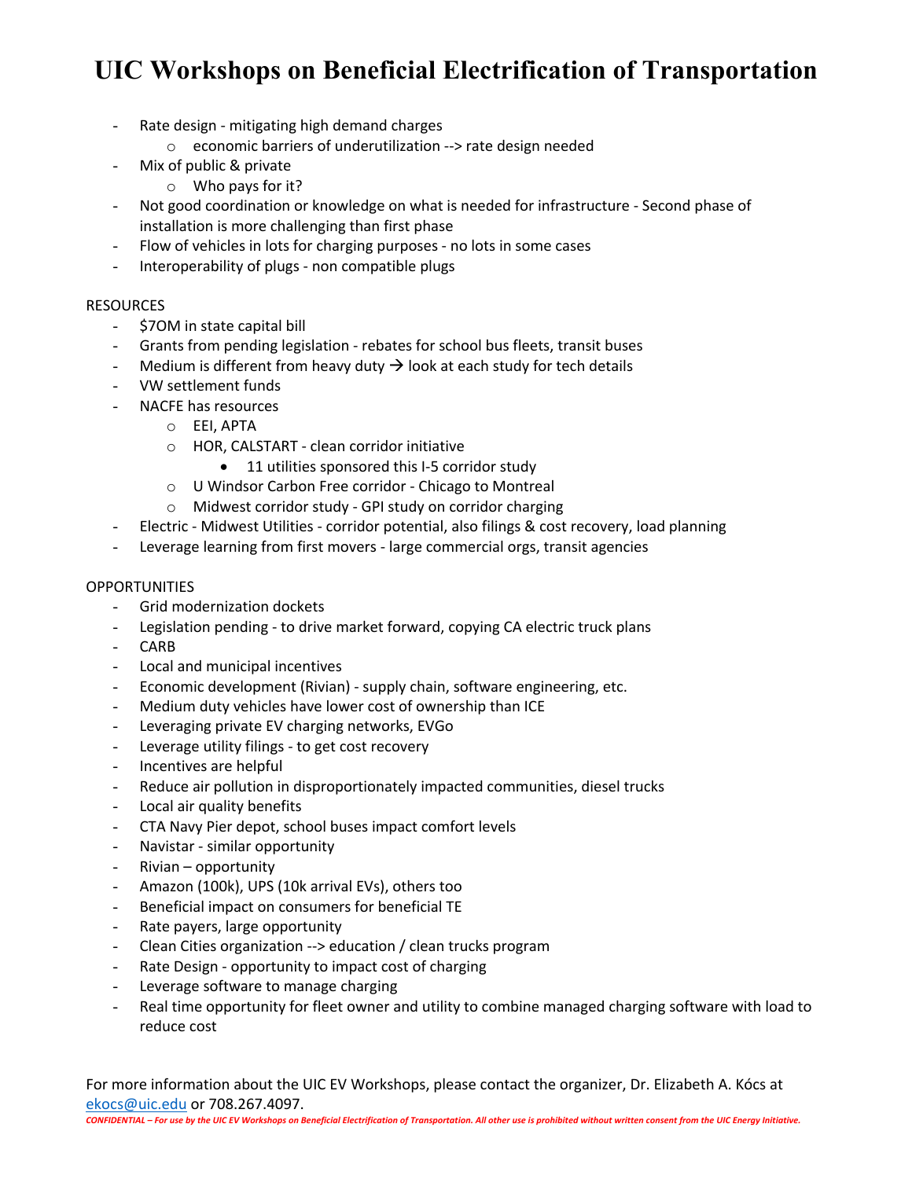# UIC Workshops on Beneficial Electrification of Transportation

- Rate design - mitigating high demand charges
  - economic barriers of underutilization --> rate design needed
- Mix of public & private
  - Who pays for it?
- Not good coordination or knowledge on what is needed for infrastructure - Second phase of installation is more challenging than first phase
- Flow of vehicles in lots for charging purposes - no lots in some cases
- Interoperability of plugs - non compatible plugs

RESOURCES

- $7OM in state capital bill
- Grants from pending legislation - rebates for school bus fleets, transit buses
- Medium is different from heavy duty → look at each study for tech details
- VW settlement funds
- NACFE has resources
  - EEI, APTA
  - HOR, CALSTART - clean corridor initiative
    - 11 utilities sponsored this I-5 corridor study
  - U Windsor Carbon Free corridor - Chicago to Montreal
  - Midwest corridor study - GPI study on corridor charging
- Electric - Midwest Utilities - corridor potential, also filings & cost recovery, load planning
- Leverage learning from first movers - large commercial orgs, transit agencies

OPPORTUNITIES

- Grid modernization dockets
- Legislation pending - to drive market forward, copying CA electric truck plans
- CARB
- Local and municipal incentives
- Economic development (Rivian) - supply chain, software engineering, etc.
- Medium duty vehicles have lower cost of ownership than ICE
- Leveraging private EV charging networks, EVGo
- Leverage utility filings - to get cost recovery
- Incentives are helpful
- Reduce air pollution in disproportionately impacted communities, diesel trucks
- Local air quality benefits
- CTA Navy Pier depot, school buses impact comfort levels
- Navistar - similar opportunity
- Rivian – opportunity
- Amazon (100k), UPS (10k arrival EVs), others too
- Beneficial impact on consumers for beneficial TE
- Rate payers, large opportunity
- Clean Cities organization --> education / clean trucks program
- Rate Design - opportunity to impact cost of charging
- Leverage software to manage charging
- Real time opportunity for fleet owner and utility to combine managed charging software with load to reduce cost

For more information about the UIC EV Workshops, please contact the organizer, Dr. Elizabeth A. Kócs at ekocs@uic.edu or 708.267.4097.

*CONFIDENTIAL – For use by the UIC EV Workshops on Beneficial Electrification of Transportation. All other use is prohibited without written consent from the UIC Energy Initiative.*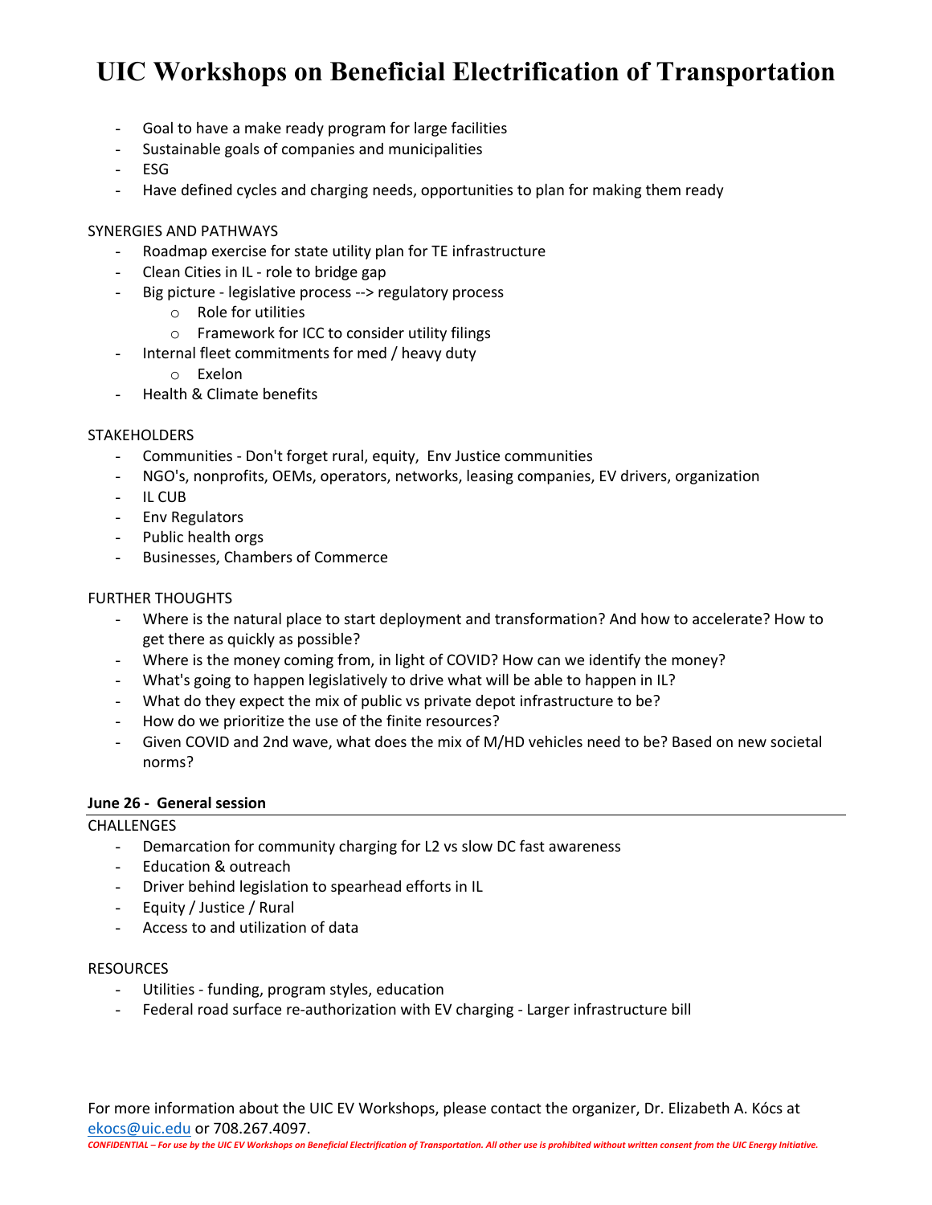- Goal to have a make ready program for large facilities
- Sustainable goals of companies and municipalities
- ESG
- Have defined cycles and charging needs, opportunities to plan for making them ready

SYNERGIES AND PATHWAYS

- Roadmap exercise for state utility plan for TE infrastructure
- Clean Cities in IL - role to bridge gap
- Big picture - legislative process --> regulatory process
  - Role for utilities
  - Framework for ICC to consider utility filings
- Internal fleet commitments for med / heavy duty
  - Exelon
- Health & Climate benefits

STAKEHOLDERS

- Communities - Don't forget rural, equity, Env Justice communities
- NGO's, nonprofits, OEMs, operators, networks, leasing companies, EV drivers, organization
- IL CUB
- Env Regulators
- Public health orgs
- Businesses, Chambers of Commerce

FURTHER THOUGHTS

- Where is the natural place to start deployment and transformation? And how to accelerate? How to get there as quickly as possible?
- Where is the money coming from, in light of COVID? How can we identify the money?
- What's going to happen legislatively to drive what will be able to happen in IL?
- What do they expect the mix of public vs private depot infrastructure to be?
- How do we prioritize the use of the finite resources?
- Given COVID and 2nd wave, what does the mix of M/HD vehicles need to be? Based on new societal norms?

**June 26 - General session**

CHALLENGES

- Demarcation for community charging for L2 vs slow DC fast awareness
- Education & outreach
- Driver behind legislation to spearhead efforts in IL
- Equity / Justice / Rural
- Access to and utilization of data

RESOURCES

- Utilities - funding, program styles, education
- Federal road surface re-authorization with EV charging - Larger infrastructure bill

For more information about the UIC EV Workshops, please contact the organizer, Dr. Elizabeth A. Kócs at ekocs@uic.edu or 708.267.4097.

*CONFIDENTIAL – For use by the UIC EV Workshops on Beneficial Electrification of Transportation. All other use is prohibited without written consent from the UIC Energy Initiative.*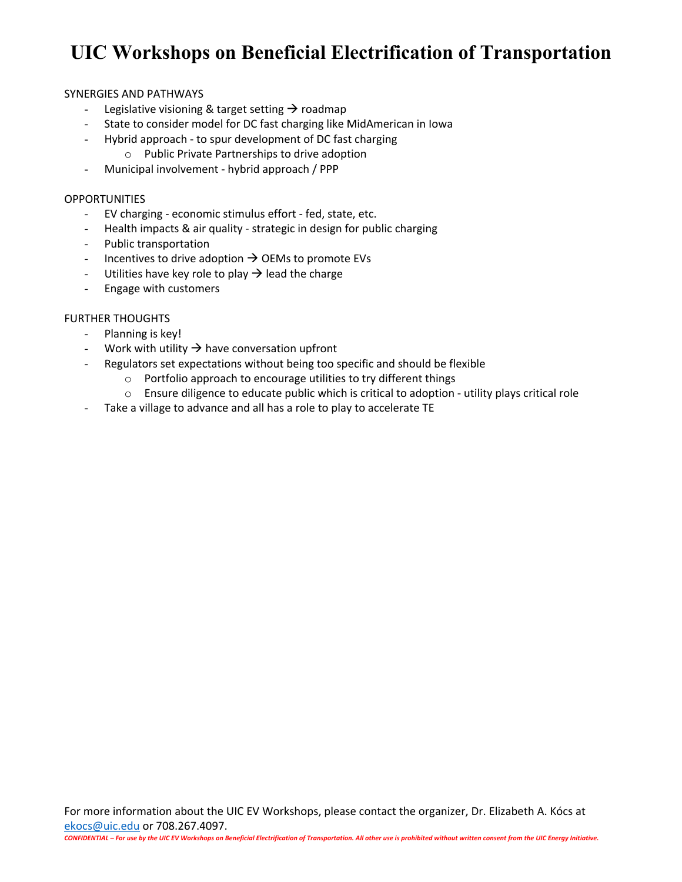# UIC Workshops on Beneficial Electrification of Transportation

SYNERGIES AND PATHWAYS

- Legislative visioning & target setting → roadmap
- State to consider model for DC fast charging like MidAmerican in Iowa
- Hybrid approach - to spur development of DC fast charging
  - Public Private Partnerships to drive adoption
- Municipal involvement - hybrid approach / PPP

OPPORTUNITIES

- EV charging - economic stimulus effort - fed, state, etc.
- Health impacts & air quality - strategic in design for public charging
- Public transportation
- Incentives to drive adoption → OEMs to promote EVs
- Utilities have key role to play → lead the charge
- Engage with customers

FURTHER THOUGHTS

- Planning is key!
- Work with utility → have conversation upfront
- Regulators set expectations without being too specific and should be flexible
  - Portfolio approach to encourage utilities to try different things
  - Ensure diligence to educate public which is critical to adoption - utility plays critical role
- Take a village to advance and all has a role to play to accelerate TE

For more information about the UIC EV Workshops, please contact the organizer, Dr. Elizabeth A. Kócs at ekocs@uic.edu or 708.267.4097.

*CONFIDENTIAL – For use by the UIC EV Workshops on Beneficial Electrification of Transportation. All other use is prohibited without written consent from the UIC Energy Initiative.*